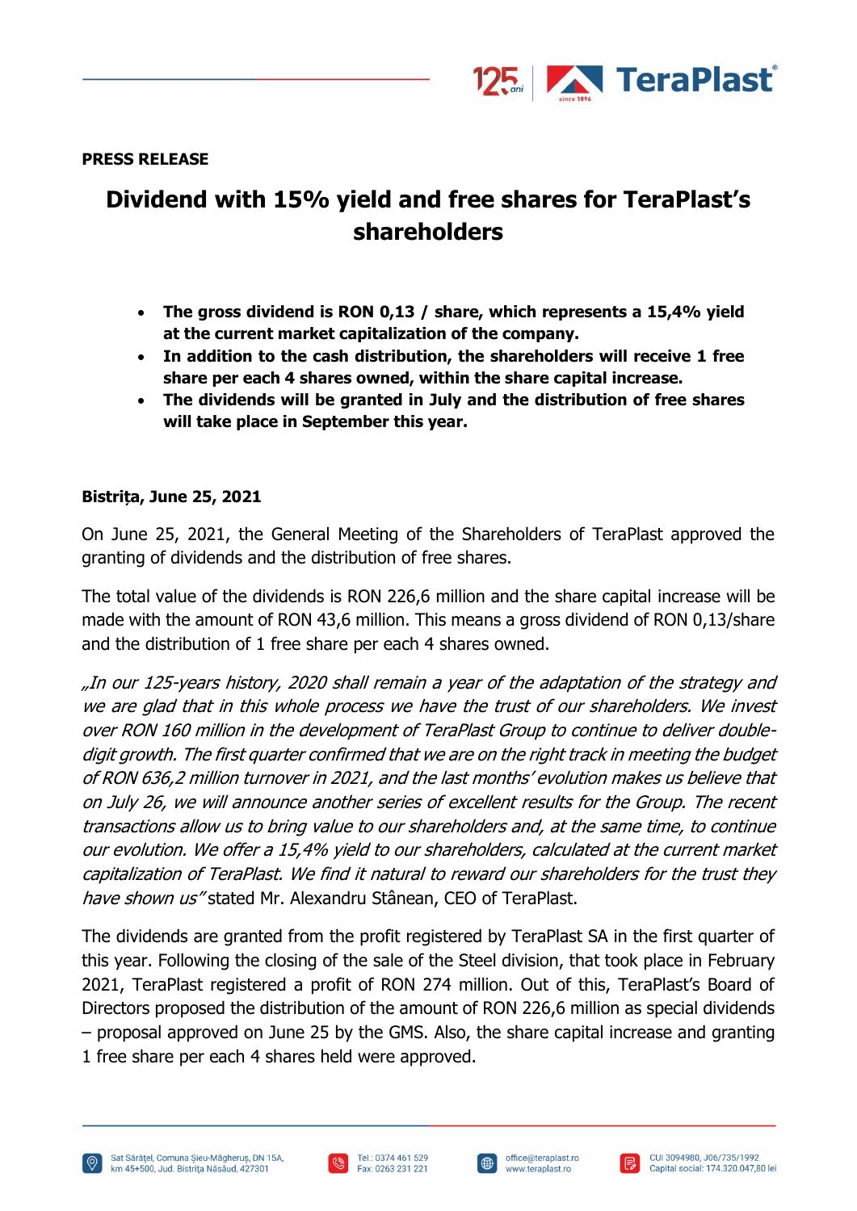**PRESS RELEASE**

# Dividend with 15% yield and free shares for TeraPlast's shareholders

- **The gross dividend is RON 0,13 / share, which represents a 15,4% yield at the current market capitalization of the company.**
- **In addition to the cash distribution, the shareholders will receive 1 free share per each 4 shares owned, within the share capital increase.**
- **The dividends will be granted in July and the distribution of free shares will take place in September this year.**

**Bistrița, June 25, 2021**

On June 25, 2021, the General Meeting of the Shareholders of TeraPlast approved the granting of dividends and the distribution of free shares.

The total value of the dividends is RON 226,6 million and the share capital increase will be made with the amount of RON 43,6 million. This means a gross dividend of RON 0,13/share and the distribution of 1 free share per each 4 shares owned.

*„In our 125-years history, 2020 shall remain a year of the adaptation of the strategy and we are glad that in this whole process we have the trust of our shareholders. We invest over RON 160 million in the development of TeraPlast Group to continue to deliver double-digit growth. The first quarter confirmed that we are on the right track in meeting the budget of RON 636,2 million turnover in 2021, and the last months' evolution makes us believe that on July 26, we will announce another series of excellent results for the Group. The recent transactions allow us to bring value to our shareholders and, at the same time, to continue our evolution. We offer a 15,4% yield to our shareholders, calculated at the current market capitalization of TeraPlast. We find it natural to reward our shareholders for the trust they have shown us"* stated Mr. Alexandru Stânean, CEO of TeraPlast.

The dividends are granted from the profit registered by TeraPlast SA in the first quarter of this year. Following the closing of the sale of the Steel division, that took place in February 2021, TeraPlast registered a profit of RON 274 million. Out of this, TeraPlast's Board of Directors proposed the distribution of the amount of RON 226,6 million as special dividends – proposal approved on June 25 by the GMS. Also, the share capital increase and granting 1 free share per each 4 shares held were approved.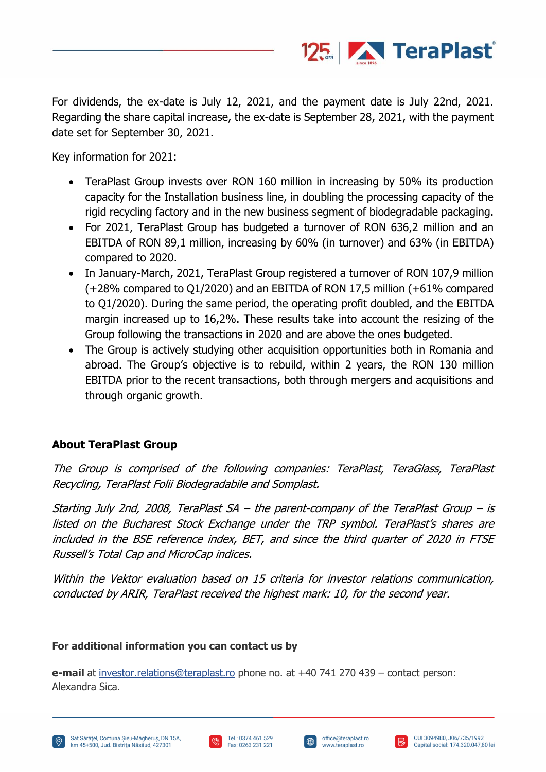For dividends, the ex-date is July 12, 2021, and the payment date is July 22nd, 2021. Regarding the share capital increase, the ex-date is September 28, 2021, with the payment date set for September 30, 2021.

Key information for 2021:

- TeraPlast Group invests over RON 160 million in increasing by 50% its production capacity for the Installation business line, in doubling the processing capacity of the rigid recycling factory and in the new business segment of biodegradable packaging.
- For 2021, TeraPlast Group has budgeted a turnover of RON 636,2 million and an EBITDA of RON 89,1 million, increasing by 60% (in turnover) and 63% (in EBITDA) compared to 2020.
- In January-March, 2021, TeraPlast Group registered a turnover of RON 107,9 million (+28% compared to Q1/2020) and an EBITDA of RON 17,5 million (+61% compared to Q1/2020). During the same period, the operating profit doubled, and the EBITDA margin increased up to 16,2%. These results take into account the resizing of the Group following the transactions in 2020 and are above the ones budgeted.
- The Group is actively studying other acquisition opportunities both in Romania and abroad. The Group's objective is to rebuild, within 2 years, the RON 130 million EBITDA prior to the recent transactions, both through mergers and acquisitions and through organic growth.

## About TeraPlast Group

*The Group is comprised of the following companies: TeraPlast, TeraGlass, TeraPlast Recycling, TeraPlast Folii Biodegradabile and Somplast.*

*Starting July 2nd, 2008, TeraPlast SA – the parent-company of the TeraPlast Group – is listed on the Bucharest Stock Exchange under the TRP symbol. TeraPlast's shares are included in the BSE reference index, BET, and since the third quarter of 2020 in FTSE Russell's Total Cap and MicroCap indices.*

*Within the Vektor evaluation based on 15 criteria for investor relations communication, conducted by ARIR, TeraPlast received the highest mark: 10, for the second year.*

**For additional information you can contact us by**

**e-mail** at investor.relations@teraplast.ro phone no. at +40 741 270 439 – contact person: Alexandra Sica.